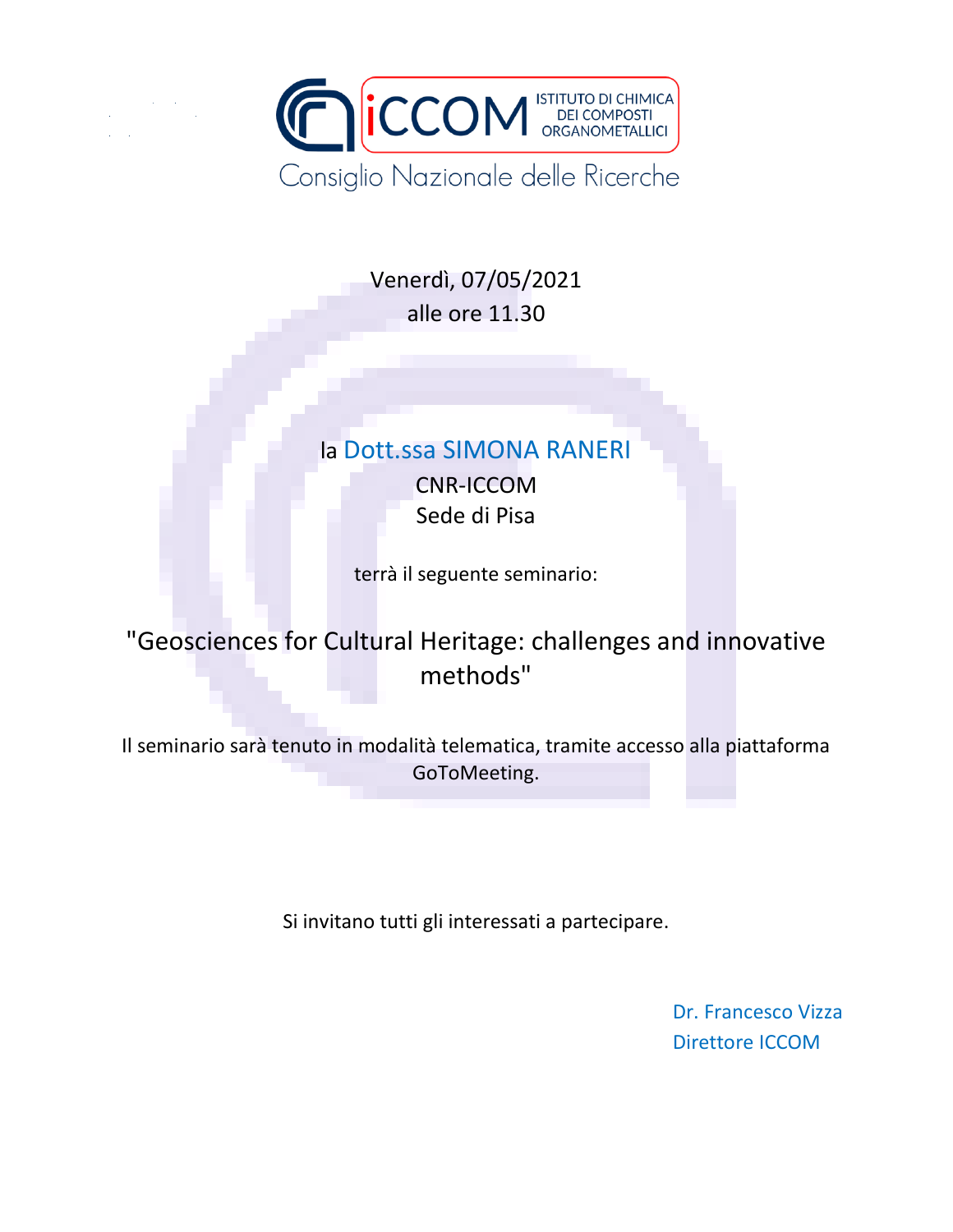iCCOM ISTITUTO DI CHIMICA DEI COMPOSTI ORGANOMETALLICI

Consiglio Nazionale delle Ricerche

Venerdì, 07/05/2021

alle ore 11.30

la Dott.ssa SIMONA RANERI

CNR-ICCOM

Sede di Pisa

terrà il seguente seminario:

## "Geosciences for Cultural Heritage: challenges and innovative methods"

Il seminario sarà tenuto in modalità telematica, tramite accesso alla piattaforma GoToMeeting.

Si invitano tutti gli interessati a partecipare.

Dr. Francesco Vizza

Direttore ICCOM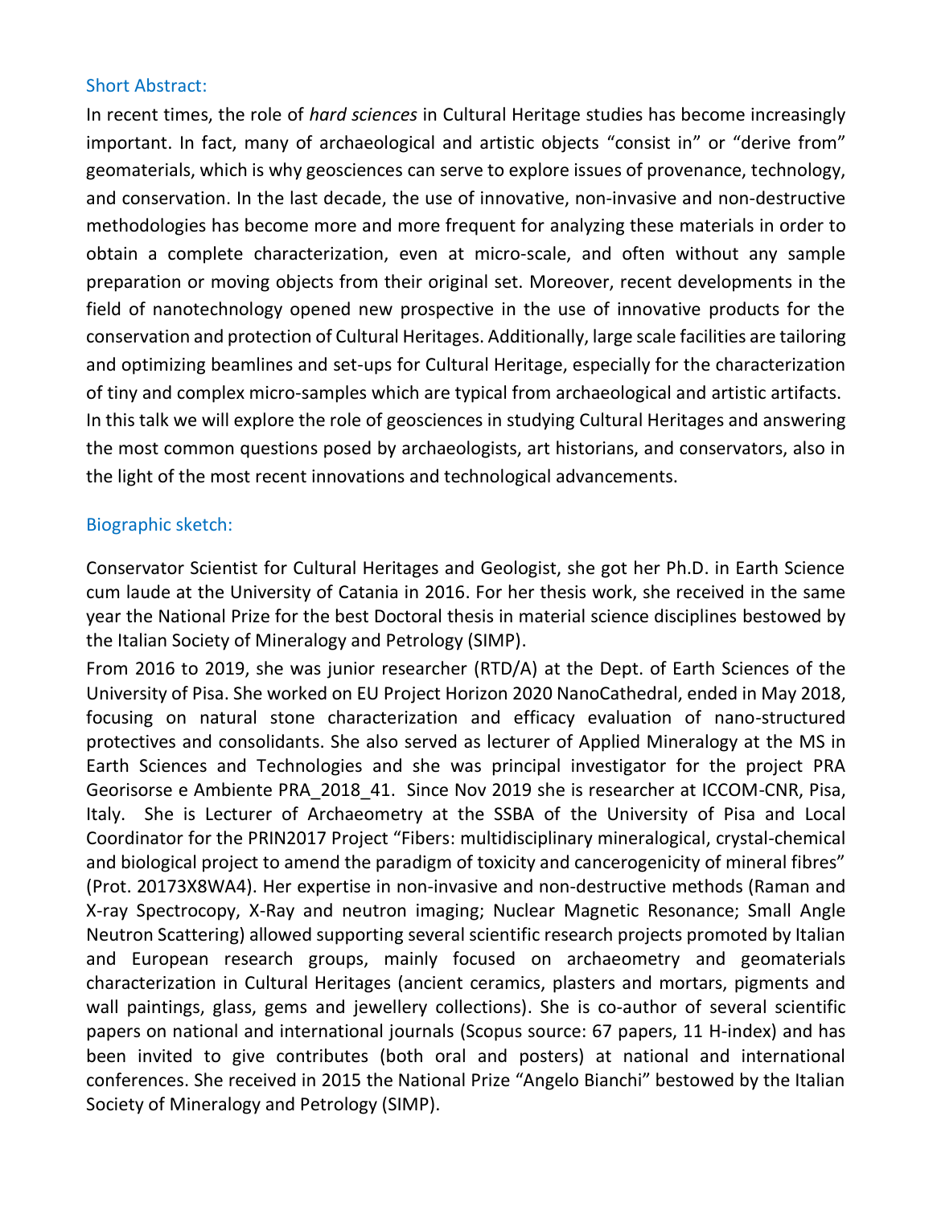## Short Abstract:

In recent times, the role of *hard sciences* in Cultural Heritage studies has become increasingly important. In fact, many of archaeological and artistic objects "consist in" or "derive from" geomaterials, which is why geosciences can serve to explore issues of provenance, technology, and conservation. In the last decade, the use of innovative, non-invasive and non-destructive methodologies has become more and more frequent for analyzing these materials in order to obtain a complete characterization, even at micro-scale, and often without any sample preparation or moving objects from their original set. Moreover, recent developments in the field of nanotechnology opened new prospective in the use of innovative products for the conservation and protection of Cultural Heritages. Additionally, large scale facilities are tailoring and optimizing beamlines and set-ups for Cultural Heritage, especially for the characterization of tiny and complex micro-samples which are typical from archaeological and artistic artifacts.
In this talk we will explore the role of geosciences in studying Cultural Heritages and answering the most common questions posed by archaeologists, art historians, and conservators, also in the light of the most recent innovations and technological advancements.

## Biographic sketch:

Conservator Scientist for Cultural Heritages and Geologist, she got her Ph.D. in Earth Science cum laude at the University of Catania in 2016. For her thesis work, she received in the same year the National Prize for the best Doctoral thesis in material science disciplines bestowed by the Italian Society of Mineralogy and Petrology (SIMP).
From 2016 to 2019, she was junior researcher (RTD/A) at the Dept. of Earth Sciences of the University of Pisa. She worked on EU Project Horizon 2020 NanoCathedral, ended in May 2018, focusing on natural stone characterization and efficacy evaluation of nano-structured protectives and consolidants. She also served as lecturer of Applied Mineralogy at the MS in Earth Sciences and Technologies and she was principal investigator for the project PRA Georisorse e Ambiente PRA_2018_41. Since Nov 2019 she is researcher at ICCOM-CNR, Pisa, Italy. She is Lecturer of Archaeometry at the SSBA of the University of Pisa and Local Coordinator for the PRIN2017 Project "Fibers: multidisciplinary mineralogical, crystal-chemical and biological project to amend the paradigm of toxicity and cancerogenicity of mineral fibres" (Prot. 20173X8WA4). Her expertise in non-invasive and non-destructive methods (Raman and X-ray Spectrocopy, X-Ray and neutron imaging; Nuclear Magnetic Resonance; Small Angle Neutron Scattering) allowed supporting several scientific research projects promoted by Italian and European research groups, mainly focused on archaeometry and geomaterials characterization in Cultural Heritages (ancient ceramics, plasters and mortars, pigments and wall paintings, glass, gems and jewellery collections). She is co-author of several scientific papers on national and international journals (Scopus source: 67 papers, 11 H-index) and has been invited to give contributes (both oral and posters) at national and international conferences. She received in 2015 the National Prize "Angelo Bianchi" bestowed by the Italian Society of Mineralogy and Petrology (SIMP).